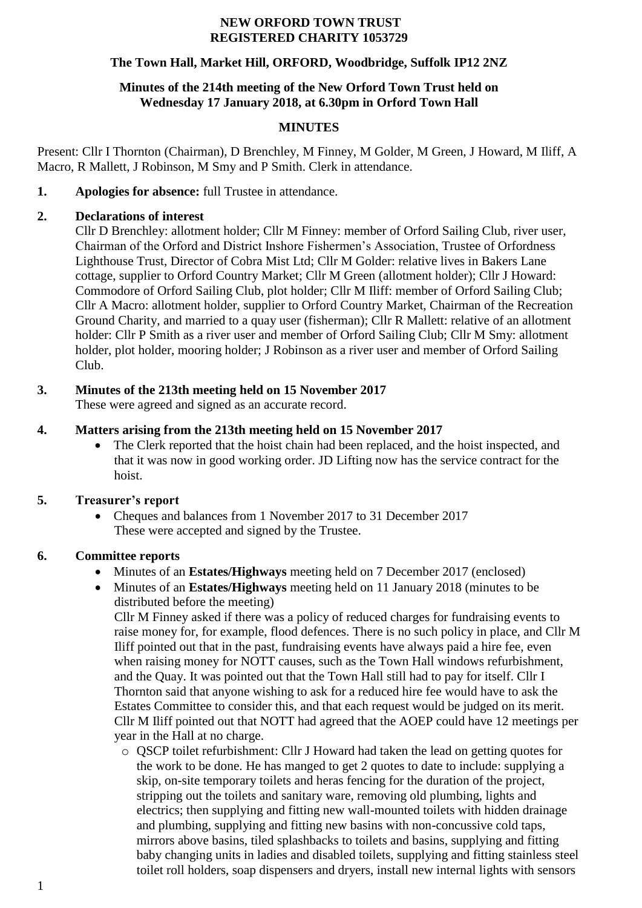**NEW ORFORD TOWN TRUST**
**REGISTERED CHARITY 1053729**

**The Town Hall, Market Hill, ORFORD, Woodbridge, Suffolk IP12 2NZ**

**Minutes of the 214th meeting of the New Orford Town Trust held on Wednesday 17 January 2018, at 6.30pm in Orford Town Hall**

**MINUTES**

Present: Cllr I Thornton (Chairman), D Brenchley, M Finney, M Golder, M Green, J Howard, M Iliff, A Macro, R Mallett, J Robinson, M Smy and P Smith. Clerk in attendance.

**1. Apologies for absence:** full Trustee in attendance.

**2. Declarations of interest**

Cllr D Brenchley: allotment holder; Cllr M Finney: member of Orford Sailing Club, river user, Chairman of the Orford and District Inshore Fishermen's Association, Trustee of Orfordness Lighthouse Trust, Director of Cobra Mist Ltd; Cllr M Golder: relative lives in Bakers Lane cottage, supplier to Orford Country Market; Cllr M Green (allotment holder); Cllr J Howard: Commodore of Orford Sailing Club, plot holder; Cllr M Iliff: member of Orford Sailing Club; Cllr A Macro: allotment holder, supplier to Orford Country Market, Chairman of the Recreation Ground Charity, and married to a quay user (fisherman); Cllr R Mallett: relative of an allotment holder: Cllr P Smith as a river user and member of Orford Sailing Club; Cllr M Smy: allotment holder, plot holder, mooring holder; J Robinson as a river user and member of Orford Sailing Club.

**3. Minutes of the 213th meeting held on 15 November 2017**

These were agreed and signed as an accurate record.

**4. Matters arising from the 213th meeting held on 15 November 2017**

- The Clerk reported that the hoist chain had been replaced, and the hoist inspected, and that it was now in good working order. JD Lifting now has the service contract for the hoist.

**5. Treasurer's report**

- Cheques and balances from 1 November 2017 to 31 December 2017
  These were accepted and signed by the Trustee.

**6. Committee reports**

- Minutes of an **Estates/Highways** meeting held on 7 December 2017 (enclosed)
- Minutes of an **Estates/Highways** meeting held on 11 January 2018 (minutes to be distributed before the meeting)
  Cllr M Finney asked if there was a policy of reduced charges for fundraising events to raise money for, for example, flood defences. There is no such policy in place, and Cllr M Iliff pointed out that in the past, fundraising events have always paid a hire fee, even when raising money for NOTT causes, such as the Town Hall windows refurbishment, and the Quay. It was pointed out that the Town Hall still had to pay for itself. Cllr I Thornton said that anyone wishing to ask for a reduced hire fee would have to ask the Estates Committee to consider this, and that each request would be judged on its merit. Cllr M Iliff pointed out that NOTT had agreed that the AOEP could have 12 meetings per year in the Hall at no charge.
  - QSCP toilet refurbishment: Cllr J Howard had taken the lead on getting quotes for the work to be done. He has manged to get 2 quotes to date to include: supplying a skip, on-site temporary toilets and heras fencing for the duration of the project, stripping out the toilets and sanitary ware, removing old plumbing, lights and electrics; then supplying and fitting new wall-mounted toilets with hidden drainage and plumbing, supplying and fitting new basins with non-concussive cold taps, mirrors above basins, tiled splashbacks to toilets and basins, supplying and fitting baby changing units in ladies and disabled toilets, supplying and fitting stainless steel toilet roll holders, soap dispensers and dryers, install new internal lights with sensors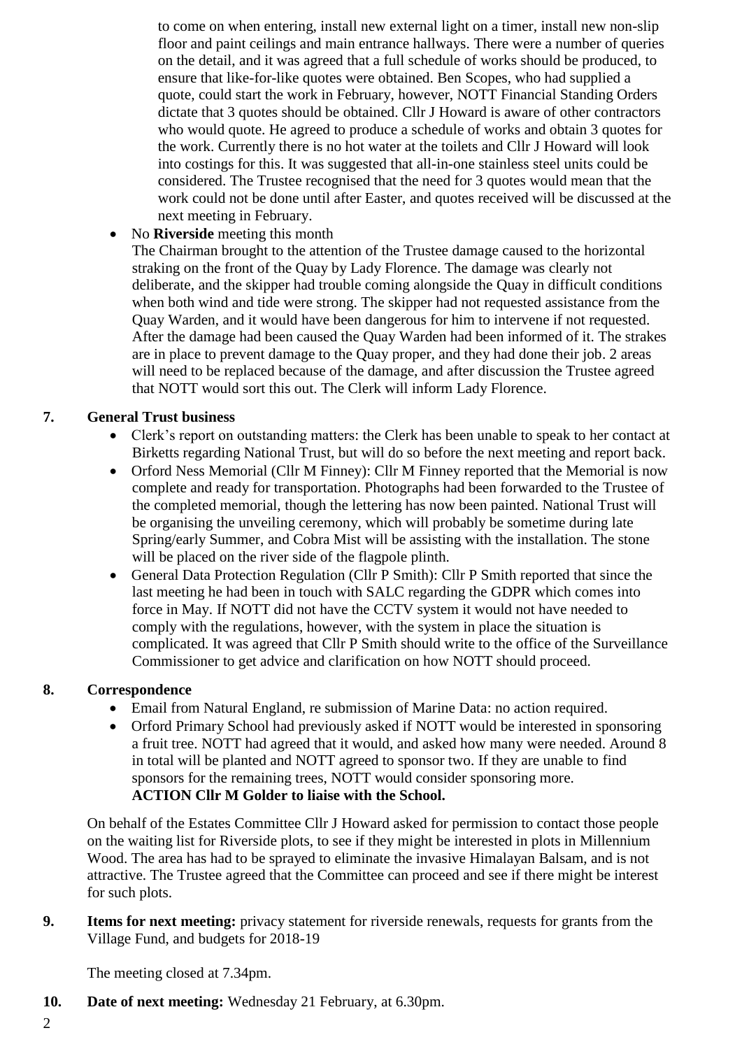to come on when entering, install new external light on a timer, install new non-slip floor and paint ceilings and main entrance hallways. There were a number of queries on the detail, and it was agreed that a full schedule of works should be produced, to ensure that like-for-like quotes were obtained. Ben Scopes, who had supplied a quote, could start the work in February, however, NOTT Financial Standing Orders dictate that 3 quotes should be obtained. Cllr J Howard is aware of other contractors who would quote. He agreed to produce a schedule of works and obtain 3 quotes for the work. Currently there is no hot water at the toilets and Cllr J Howard will look into costings for this. It was suggested that all-in-one stainless steel units could be considered. The Trustee recognised that the need for 3 quotes would mean that the work could not be done until after Easter, and quotes received will be discussed at the next meeting in February.

- No **Riverside** meeting this month

  The Chairman brought to the attention of the Trustee damage caused to the horizontal straking on the front of the Quay by Lady Florence. The damage was clearly not deliberate, and the skipper had trouble coming alongside the Quay in difficult conditions when both wind and tide were strong. The skipper had not requested assistance from the Quay Warden, and it would have been dangerous for him to intervene if not requested. After the damage had been caused the Quay Warden had been informed of it. The strakes are in place to prevent damage to the Quay proper, and they had done their job. 2 areas will need to be replaced because of the damage, and after discussion the Trustee agreed that NOTT would sort this out. The Clerk will inform Lady Florence.

**7. General Trust business**

- Clerk's report on outstanding matters: the Clerk has been unable to speak to her contact at Birketts regarding National Trust, but will do so before the next meeting and report back.
- Orford Ness Memorial (Cllr M Finney): Cllr M Finney reported that the Memorial is now complete and ready for transportation. Photographs had been forwarded to the Trustee of the completed memorial, though the lettering has now been painted. National Trust will be organising the unveiling ceremony, which will probably be sometime during late Spring/early Summer, and Cobra Mist will be assisting with the installation. The stone will be placed on the river side of the flagpole plinth.
- General Data Protection Regulation (Cllr P Smith): Cllr P Smith reported that since the last meeting he had been in touch with SALC regarding the GDPR which comes into force in May. If NOTT did not have the CCTV system it would not have needed to comply with the regulations, however, with the system in place the situation is complicated. It was agreed that Cllr P Smith should write to the office of the Surveillance Commissioner to get advice and clarification on how NOTT should proceed.

**8. Correspondence**

- Email from Natural England, re submission of Marine Data: no action required.
- Orford Primary School had previously asked if NOTT would be interested in sponsoring a fruit tree. NOTT had agreed that it would, and asked how many were needed. Around 8 in total will be planted and NOTT agreed to sponsor two. If they are unable to find sponsors for the remaining trees, NOTT would consider sponsoring more.
  **ACTION Cllr M Golder to liaise with the School.**

On behalf of the Estates Committee Cllr J Howard asked for permission to contact those people on the waiting list for Riverside plots, to see if they might be interested in plots in Millennium Wood. The area has had to be sprayed to eliminate the invasive Himalayan Balsam, and is not attractive. The Trustee agreed that the Committee can proceed and see if there might be interest for such plots.

**9. Items for next meeting:** privacy statement for riverside renewals, requests for grants from the Village Fund, and budgets for 2018-19

The meeting closed at 7.34pm.

**10. Date of next meeting:** Wednesday 21 February, at 6.30pm.